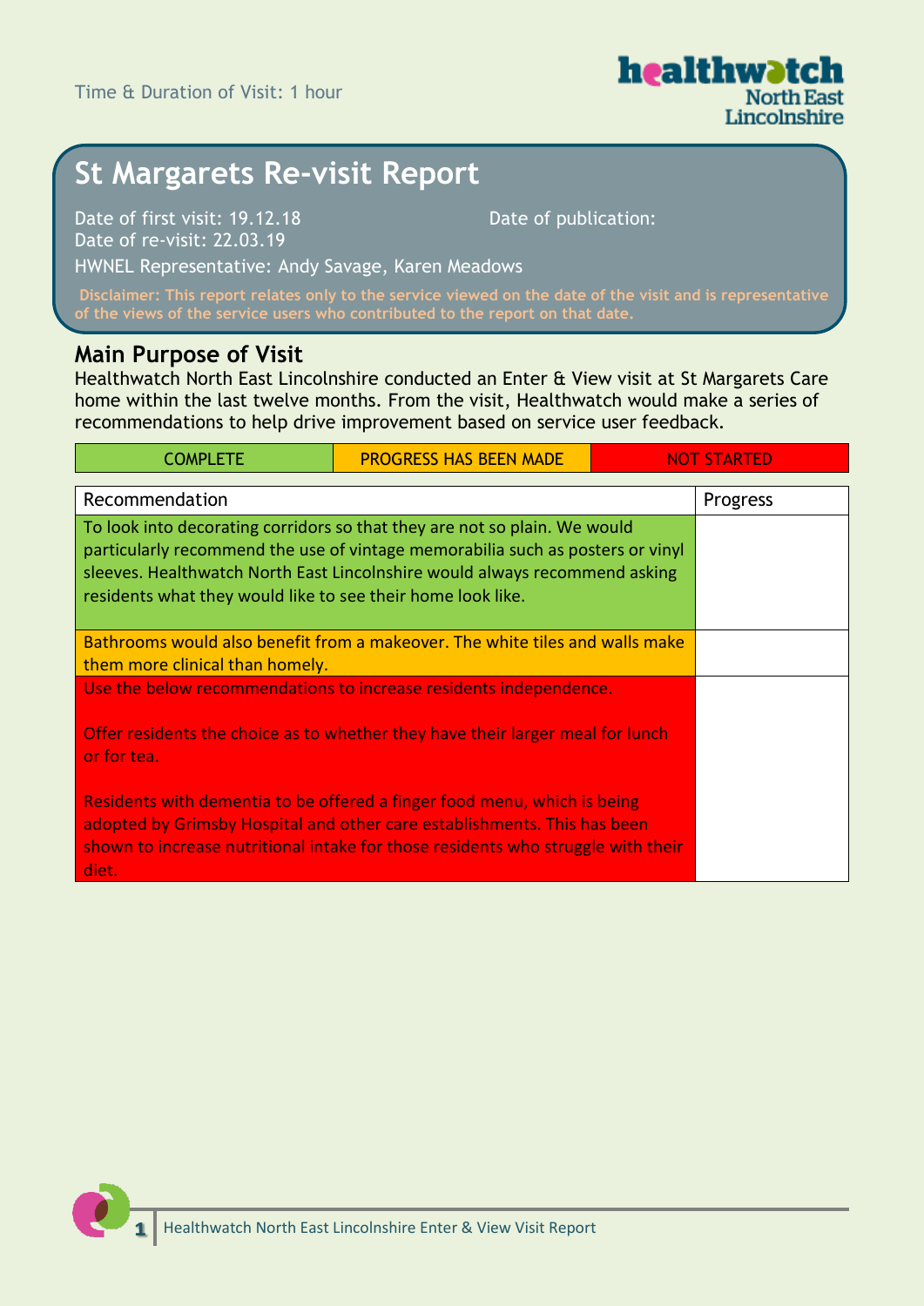Time & Duration of Visit: 1 hour

# St Margarets Re-visit Report

Date of first visit: 19.12.18

Date of re-visit: 22.03.19

Date of publication:

HWNEL Representative: Andy Savage, Karen Meadows

**Disclaimer: This report relates only to the service viewed on the date of the visit and is representative of the views of the service users who contributed to the report on that date.**

## Main Purpose of Visit

Healthwatch North East Lincolnshire conducted an Enter & View visit at St Margarets Care home within the last twelve months. From the visit, Healthwatch would make a series of recommendations to help drive improvement based on service user feedback.

| COMPLETE | PROGRESS HAS BEEN MADE | NOT STARTED |
|---|---|---|

| Recommendation | Progress |
|---|---|
| To look into decorating corridors so that they are not so plain. We would particularly recommend the use of vintage memorabilia such as posters or vinyl sleeves. Healthwatch North East Lincolnshire would always recommend asking residents what they would like to see their home look like. (COMPLETE) | |
| Bathrooms would also benefit from a makeover. The white tiles and walls make them more clinical than homely. (PROGRESS HAS BEEN MADE) | |
| Use the below recommendations to increase residents independence.<br><br>Offer residents the choice as to whether they have their larger meal for lunch or for tea.<br><br>Residents with dementia to be offered a finger food menu, which is being adopted by Grimsby Hospital and other care establishments. This has been shown to increase nutritional intake for those residents who struggle with their diet. (NOT STARTED) | |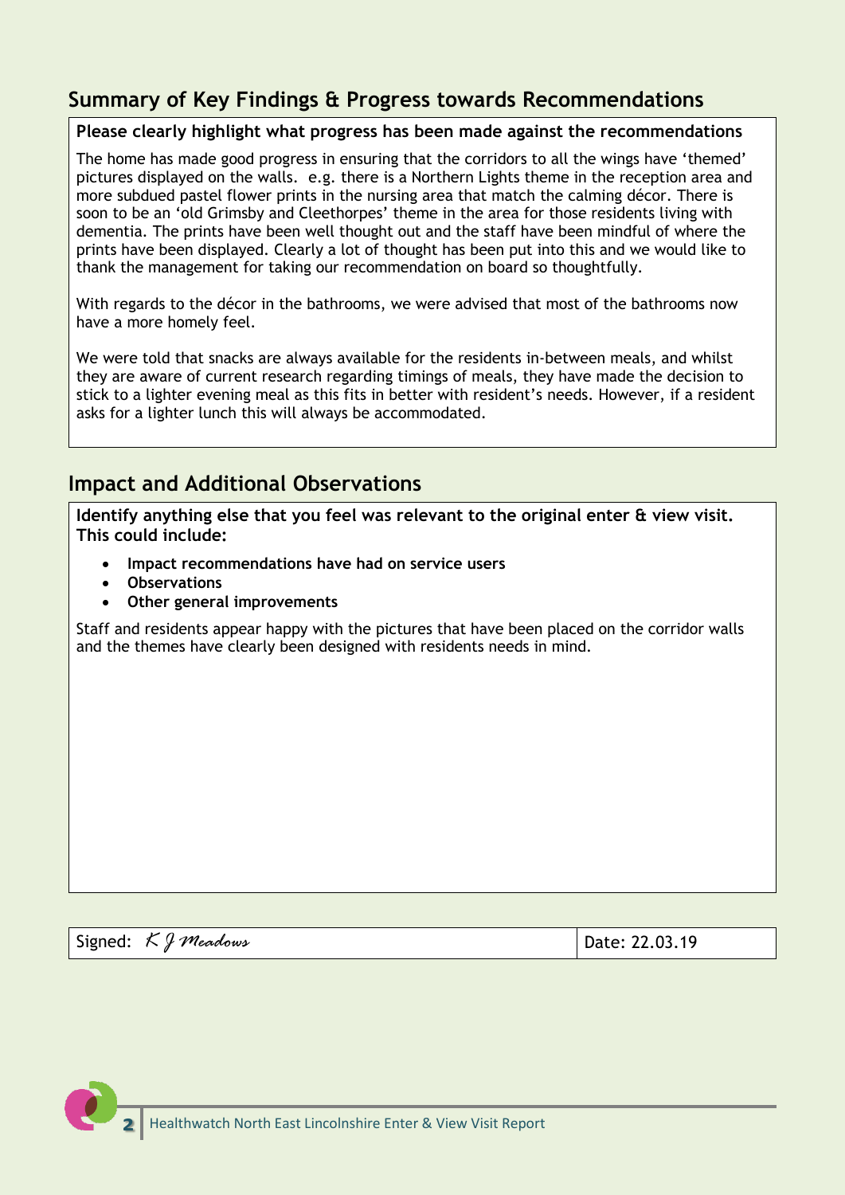## Summary of Key Findings & Progress towards Recommendations

**Please clearly highlight what progress has been made against the recommendations**

The home has made good progress in ensuring that the corridors to all the wings have 'themed' pictures displayed on the walls. e.g. there is a Northern Lights theme in the reception area and more subdued pastel flower prints in the nursing area that match the calming décor. There is soon to be an 'old Grimsby and Cleethorpes' theme in the area for those residents living with dementia. The prints have been well thought out and the staff have been mindful of where the prints have been displayed. Clearly a lot of thought has been put into this and we would like to thank the management for taking our recommendation on board so thoughtfully.

With regards to the décor in the bathrooms, we were advised that most of the bathrooms now have a more homely feel.

We were told that snacks are always available for the residents in-between meals, and whilst they are aware of current research regarding timings of meals, they have made the decision to stick to a lighter evening meal as this fits in better with resident's needs. However, if a resident asks for a lighter lunch this will always be accommodated.

## Impact and Additional Observations

**Identify anything else that you feel was relevant to the original enter & view visit. This could include:**

- **Impact recommendations have had on service users**
- **Observations**
- **Other general improvements**

Staff and residents appear happy with the pictures that have been placed on the corridor walls and the themes have clearly been designed with residents needs in mind.

| | |
|---|---|
| Signed: *K J Meadows* | Date: 22.03.19 |